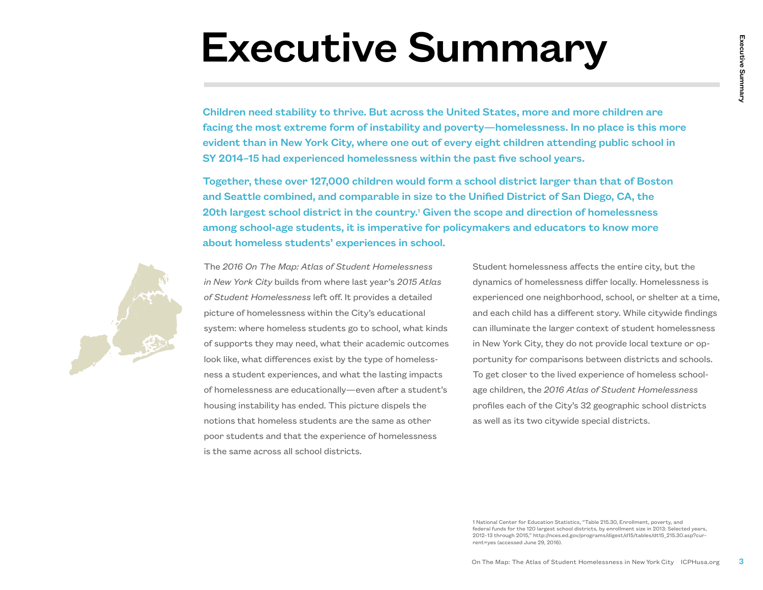# Executive Summary

**Children need stability to thrive. But across the United States, more and more children are facing the most extreme form of instability and poverty—homelessness. In no place is this more evident than in New York City, where one out of every eight children attending public school in SY 2014–15 had experienced homelessness within the past five school years.**

**Together, these over 127,000 children would form a school district larger than that of Boston and Seattle combined, and comparable in size to the Unified District of San Diego, CA, the 20th largest school district in the country.[1] Given the scope and direction of homelessness among school-age students, it is imperative for policymakers and educators to know more about homeless students' experiences in school.**

The *2016 On The Map: Atlas of Student Homelessness in New York City* builds from where last year's *2015 Atlas of Student Homelessness* left off. It provides a detailed picture of homelessness within the City's educational system: where homeless students go to school, what kinds of supports they may need, what their academic outcomes look like, what differences exist by the type of homelessness a student experiences, and what the lasting impacts of homelessness are educationally—even after a student's housing instability has ended. This picture dispels the notions that homeless students are the same as other poor students and that the experience of homelessness is the same across all school districts.

Student homelessness affects the entire city, but the dynamics of homelessness differ locally. Homelessness is experienced one neighborhood, school, or shelter at a time, and each child has a different story. While citywide findings can illuminate the larger context of student homelessness in New York City, they do not provide local texture or opportunity for comparisons between districts and schools. To get closer to the lived experience of homeless school-age children, the *2016 Atlas of Student Homelessness* profiles each of the City's 32 geographic school districts as well as its two citywide special districts.

1 National Center for Education Statistics, "Table 215.30, Enrollment, poverty, and federal funds for the 120 largest school districts, by enrollment size in 2013: Selected years, 2012–13 through 2015," http://nces.ed.gov/programs/digest/d15/tables/dt15_215.30.asp?current=yes (accessed June 29, 2016).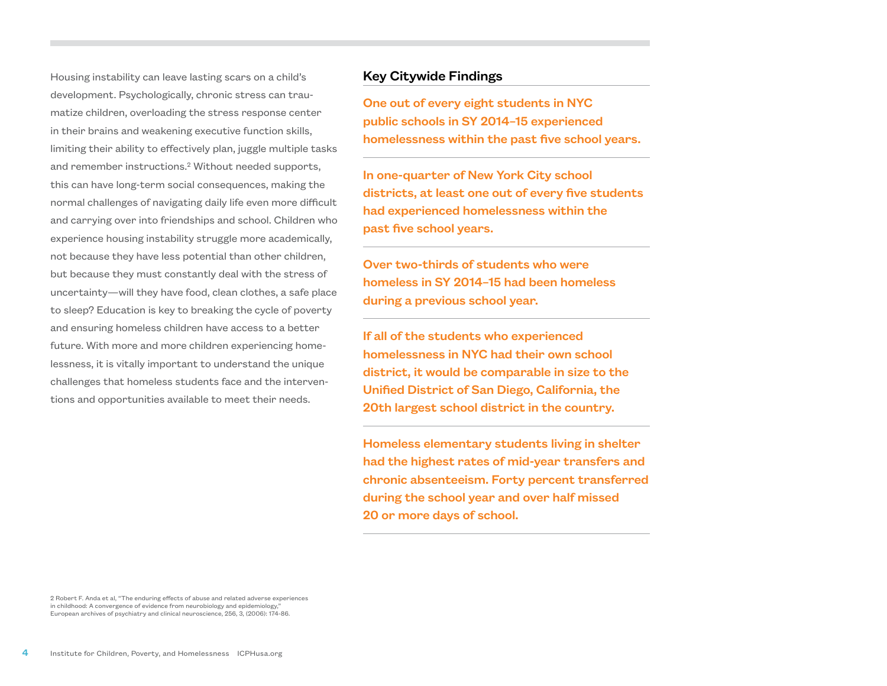Housing instability can leave lasting scars on a child's development. Psychologically, chronic stress can traumatize children, overloading the stress response center in their brains and weakening executive function skills, limiting their ability to effectively plan, juggle multiple tasks and remember instructions.[2] Without needed supports, this can have long-term social consequences, making the normal challenges of navigating daily life even more difficult and carrying over into friendships and school. Children who experience housing instability struggle more academically, not because they have less potential than other children, but because they must constantly deal with the stress of uncertainty—will they have food, clean clothes, a safe place to sleep? Education is key to breaking the cycle of poverty and ensuring homeless children have access to a better future. With more and more children experiencing homelessness, it is vitally important to understand the unique challenges that homeless students face and the interventions and opportunities available to meet their needs.

## Key Citywide Findings

**One out of every eight students in NYC public schools in SY 2014–15 experienced homelessness within the past five school years.**

**In one-quarter of New York City school districts, at least one out of every five students had experienced homelessness within the past five school years.**

**Over two-thirds of students who were homeless in SY 2014–15 had been homeless during a previous school year.**

**If all of the students who experienced homelessness in NYC had their own school district, it would be comparable in size to the Unified District of San Diego, California, the 20th largest school district in the country.**

**Homeless elementary students living in shelter had the highest rates of mid-year transfers and chronic absenteeism. Forty percent transferred during the school year and over half missed 20 or more days of school.**

2 Robert F. Anda et al, "The enduring effects of abuse and related adverse experiences in childhood: A convergence of evidence from neurobiology and epidemiology," European archives of psychiatry and clinical neuroscience, 256, 3, (2006): 174-86.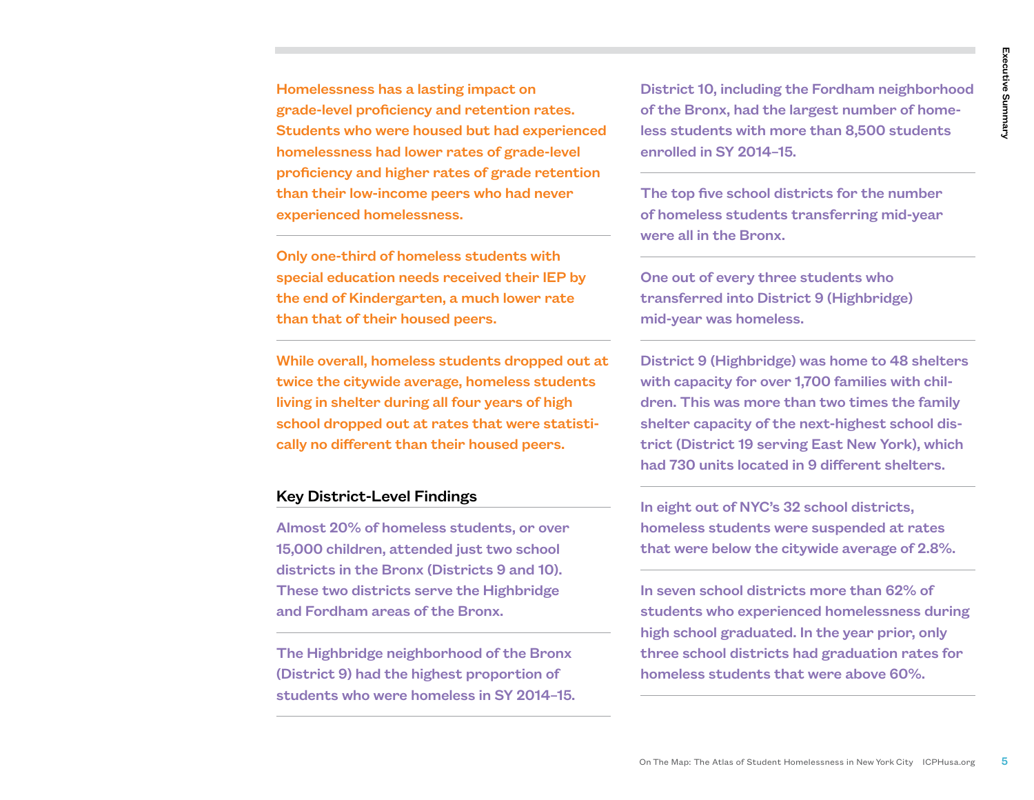Homelessness has a lasting impact on grade-level proficiency and retention rates. Students who were housed but had experienced homelessness had lower rates of grade-level proficiency and higher rates of grade retention than their low-income peers who had never experienced homelessness.

Only one-third of homeless students with special education needs received their IEP by the end of Kindergarten, a much lower rate than that of their housed peers.

While overall, homeless students dropped out at twice the citywide average, homeless students living in shelter during all four years of high school dropped out at rates that were statistically no different than their housed peers.

## Key District-Level Findings

Almost 20% of homeless students, or over 15,000 children, attended just two school districts in the Bronx (Districts 9 and 10). These two districts serve the Highbridge and Fordham areas of the Bronx.

The Highbridge neighborhood of the Bronx (District 9) had the highest proportion of students who were homeless in SY 2014–15.

District 10, including the Fordham neighborhood of the Bronx, had the largest number of homeless students with more than 8,500 students enrolled in SY 2014–15.

The top five school districts for the number of homeless students transferring mid-year were all in the Bronx.

One out of every three students who transferred into District 9 (Highbridge) mid-year was homeless.

District 9 (Highbridge) was home to 48 shelters with capacity for over 1,700 families with children. This was more than two times the family shelter capacity of the next-highest school district (District 19 serving East New York), which had 730 units located in 9 different shelters.

In eight out of NYC's 32 school districts, homeless students were suspended at rates that were below the citywide average of 2.8%.

In seven school districts more than 62% of students who experienced homelessness during high school graduated. In the year prior, only three school districts had graduation rates for homeless students that were above 60%.